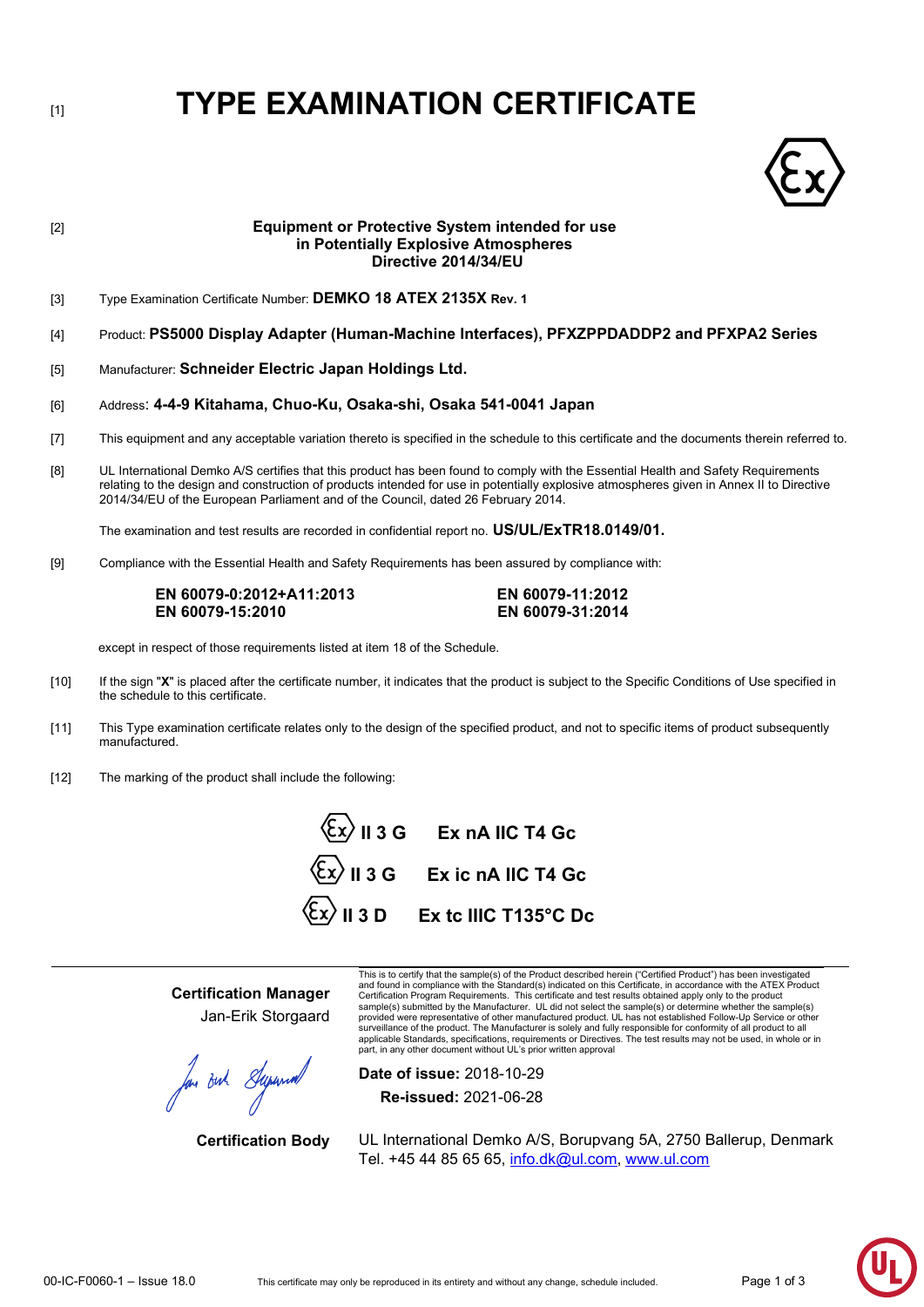[1]

# TYPE EXAMINATION CERTIFICATE

[2]

**Equipment or Protective System intended for use in Potentially Explosive Atmospheres Directive 2014/34/EU**

[3] Type Examination Certificate Number: **DEMKO 18 ATEX 2135X Rev. 1**

[4] Product: **PS5000 Display Adapter (Human-Machine Interfaces), PFXZPPDADDP2 and PFXPA2 Series**

[5] Manufacturer: **Schneider Electric Japan Holdings Ltd.**

[6] Address: **4-4-9 Kitahama, Chuo-Ku, Osaka-shi, Osaka 541-0041 Japan**

[7] This equipment and any acceptable variation thereto is specified in the schedule to this certificate and the documents therein referred to.

[8] UL International Demko A/S certifies that this product has been found to comply with the Essential Health and Safety Requirements relating to the design and construction of products intended for use in potentially explosive atmospheres given in Annex II to Directive 2014/34/EU of the European Parliament and of the Council, dated 26 February 2014.

The examination and test results are recorded in confidential report no. **US/UL/ExTR18.0149/01.**

[9] Compliance with the Essential Health and Safety Requirements has been assured by compliance with:

**EN 60079-0:2012+A11:2013**
**EN 60079-15:2010**
**EN 60079-11:2012**
**EN 60079-31:2014**

except in respect of those requirements listed at item 18 of the Schedule.

[10] If the sign "**X**" is placed after the certificate number, it indicates that the product is subject to the Specific Conditions of Use specified in the schedule to this certificate.

[11] This Type examination certificate relates only to the design of the specified product, and not to specific items of product subsequently manufactured.

[12] The marking of the product shall include the following:

**Ex II 3 G Ex nA IIC T4 Gc**

**Ex II 3 G Ex ic nA IIC T4 Gc**

**Ex II 3 D Ex tc IIIC T135°C Dc**

**Certification Manager**
Jan-Erik Storgaard

This is to certify that the sample(s) of the Product described herein ("Certified Product") has been investigated and found in compliance with the Standard(s) indicated on this Certificate, in accordance with the ATEX Product Certification Program Requirements. This certificate and test results obtained apply only to the product sample(s) submitted by the Manufacturer. UL did not select the sample(s) or determine whether the sample(s) provided were representative of other manufactured product. UL has not established Follow-Up Service or other surveillance of the product. The Manufacturer is solely and fully responsible for conformity of all product to all applicable Standards, specifications, requirements or Directives. The test results may not be used, in whole or in part, in any other document without UL's prior written approval

**Date of issue:** 2018-10-29
**Re-issued:** 2021-06-28

**Certification Body**
UL International Demko A/S, Borupvang 5A, 2750 Ballerup, Denmark
Tel. +45 44 85 65 65, info.dk@ul.com, www.ul.com

00-IC-F0060-1 – Issue 18.0

This certificate may only be reproduced in its entirety and without any change, schedule included.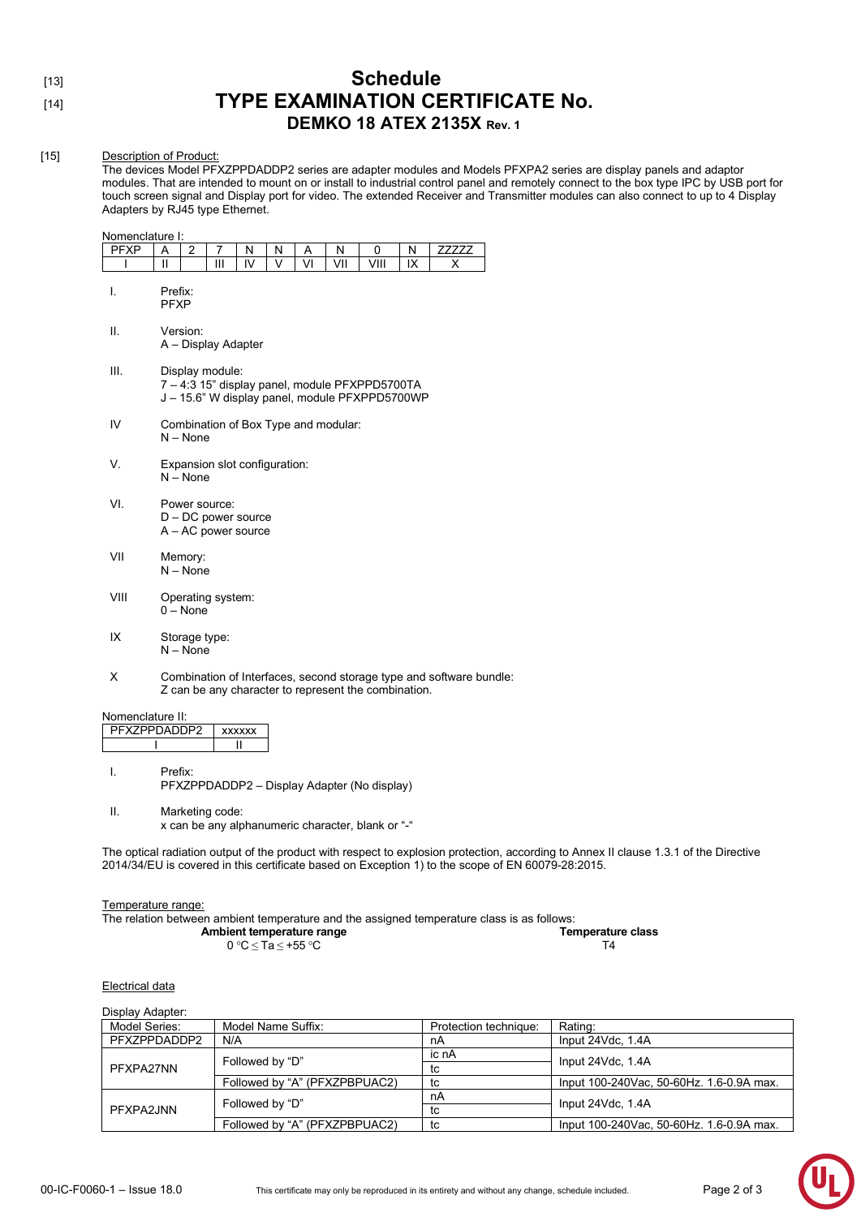[13]
# Schedule

[14]
# TYPE EXAMINATION CERTIFICATE No.
## DEMKO 18 ATEX 2135X Rev. 1

[15] Description of Product:

The devices Model PFXZPPDADDP2 series are adapter modules and Models PFXPA2 series are display panels and adaptor modules. That are intended to mount on or install to industrial control panel and remotely connect to the box type IPC by USB port for touch screen signal and Display port for video. The extended Receiver and Transmitter modules can also connect to up to 4 Display Adapters by RJ45 type Ethernet.

Nomenclature I:

| PFXP | A | 2 | 7 | N | N | A | N | 0 | N | ZZZZZ |
|---|---|---|---|---|---|---|---|---|---|---|
| I | II | | III | IV | V | VI | VII | VIII | IX | X |

I. Prefix:
PFXP

II. Version:
A – Display Adapter

III. Display module:
7 – 4:3 15" display panel, module PFXPPD5700TA
J – 15.6" W display panel, module PFXPPD5700WP

IV Combination of Box Type and modular:
N – None

V. Expansion slot configuration:
N – None

VI. Power source:
D – DC power source
A – AC power source

VII Memory:
N – None

VIII Operating system:
0 – None

IX Storage type:
N – None

X Combination of Interfaces, second storage type and software bundle:
Z can be any character to represent the combination.

Nomenclature II:

| PFXZPPDADDP2 | xxxxxx |
|---|---|
| I | II |

I. Prefix:
PFXZPPDADDP2 – Display Adapter (No display)

II. Marketing code:
x can be any alphanumeric character, blank or "-"

The optical radiation output of the product with respect to explosion protection, according to Annex II clause 1.3.1 of the Directive 2014/34/EU is covered in this certificate based on Exception 1) to the scope of EN 60079-28:2015.

Temperature range:

The relation between ambient temperature and the assigned temperature class is as follows:

| **Ambient temperature range** | **Temperature class** |
|---|---|
| 0 °C ≤ Ta ≤ +55 °C | T4 |

Electrical data

Display Adapter:

| Model Series: | Model Name Suffix: | Protection technique: | Rating: |
|---|---|---|---|
| PFXZPPDADDP2 | N/A | nA | Input 24Vdc, 1.4A |
| PFXPA27NN | Followed by "D" | ic nA | Input 24Vdc, 1.4A |
| | | tc | |
| | Followed by "A" (PFXZPBPUAC2) | tc | Input 100-240Vac, 50-60Hz. 1.6-0.9A max. |
| PFXPA2JNN | Followed by "D" | nA | Input 24Vdc, 1.4A |
| | | tc | |
| | Followed by "A" (PFXZPBPUAC2) | tc | Input 100-240Vac, 50-60Hz. 1.6-0.9A max. |

00-IC-F0060-1 – Issue 18.0 This certificate may only be reproduced in its entirety and without any change, schedule included.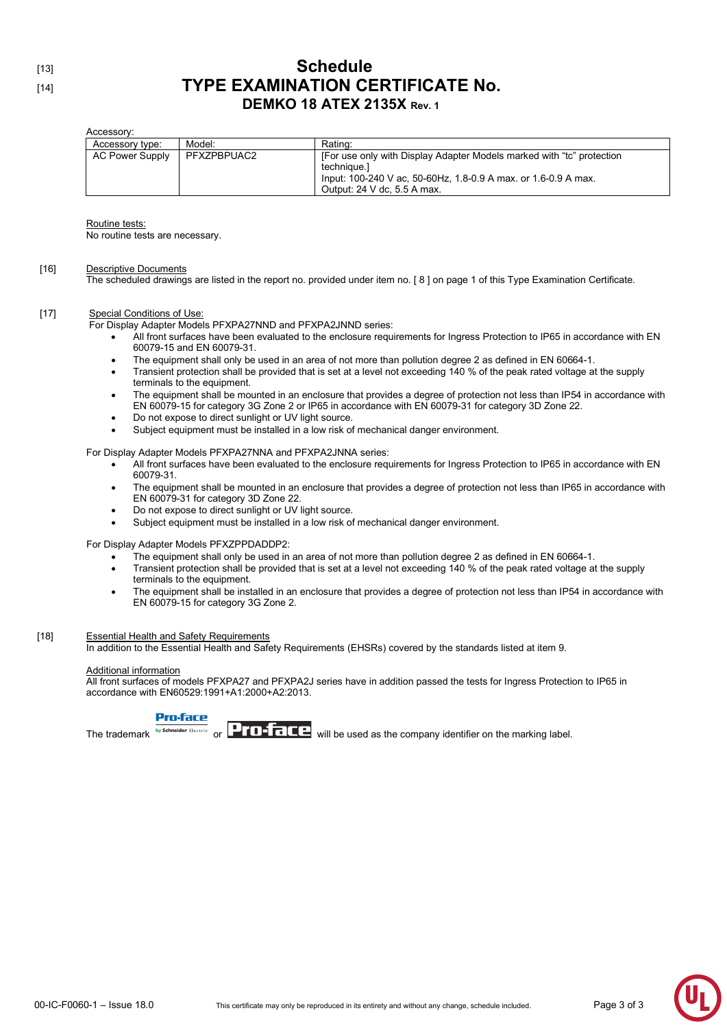[13]
[14]

# Schedule
# TYPE EXAMINATION CERTIFICATE No.
## DEMKO 18 ATEX 2135X Rev. 1

Accessory:

| Accessory type: | Model: | Rating: |
|---|---|---|
| AC Power Supply | PFXZPBPUAC2 | [For use only with Display Adapter Models marked with "tc" protection technique.] Input: 100-240 V ac, 50-60Hz, 1.8-0.9 A max. or 1.6-0.9 A max. Output: 24 V dc, 5.5 A max. |

Routine tests:
No routine tests are necessary.

[16] Descriptive Documents
The scheduled drawings are listed in the report no. provided under item no. [ 8 ] on page 1 of this Type Examination Certificate.

[17] Special Conditions of Use:
For Display Adapter Models PFXPA27NND and PFXPA2JNND series:

- All front surfaces have been evaluated to the enclosure requirements for Ingress Protection to IP65 in accordance with EN 60079-15 and EN 60079-31.
- The equipment shall only be used in an area of not more than pollution degree 2 as defined in EN 60664-1.
- Transient protection shall be provided that is set at a level not exceeding 140 % of the peak rated voltage at the supply terminals to the equipment.
- The equipment shall be mounted in an enclosure that provides a degree of protection not less than IP54 in accordance with EN 60079-15 for category 3G Zone 2 or IP65 in accordance with EN 60079-31 for category 3D Zone 22.
- Do not expose to direct sunlight or UV light source.
- Subject equipment must be installed in a low risk of mechanical danger environment.

For Display Adapter Models PFXPA27NNA and PFXPA2JNNA series:

- All front surfaces have been evaluated to the enclosure requirements for Ingress Protection to IP65 in accordance with EN 60079-31.
- The equipment shall be mounted in an enclosure that provides a degree of protection not less than IP65 in accordance with EN 60079-31 for category 3D Zone 22.
- Do not expose to direct sunlight or UV light source.
- Subject equipment must be installed in a low risk of mechanical danger environment.

For Display Adapter Models PFXZPPDADDP2:

- The equipment shall only be used in an area of not more than pollution degree 2 as defined in EN 60664-1.
- Transient protection shall be provided that is set at a level not exceeding 140 % of the peak rated voltage at the supply terminals to the equipment.
- The equipment shall be installed in an enclosure that provides a degree of protection not less than IP54 in accordance with EN 60079-15 for category 3G Zone 2.

[18] Essential Health and Safety Requirements
In addition to the Essential Health and Safety Requirements (EHSRs) covered by the standards listed at item 9.

Additional information
All front surfaces of models PFXPA27 and PFXPA2J series have in addition passed the tests for Ingress Protection to IP65 in accordance with EN60529:1991+A1:2000+A2:2013.

The trademark Pro-face by Schneider Electric or Pro-face will be used as the company identifier on the marking label.